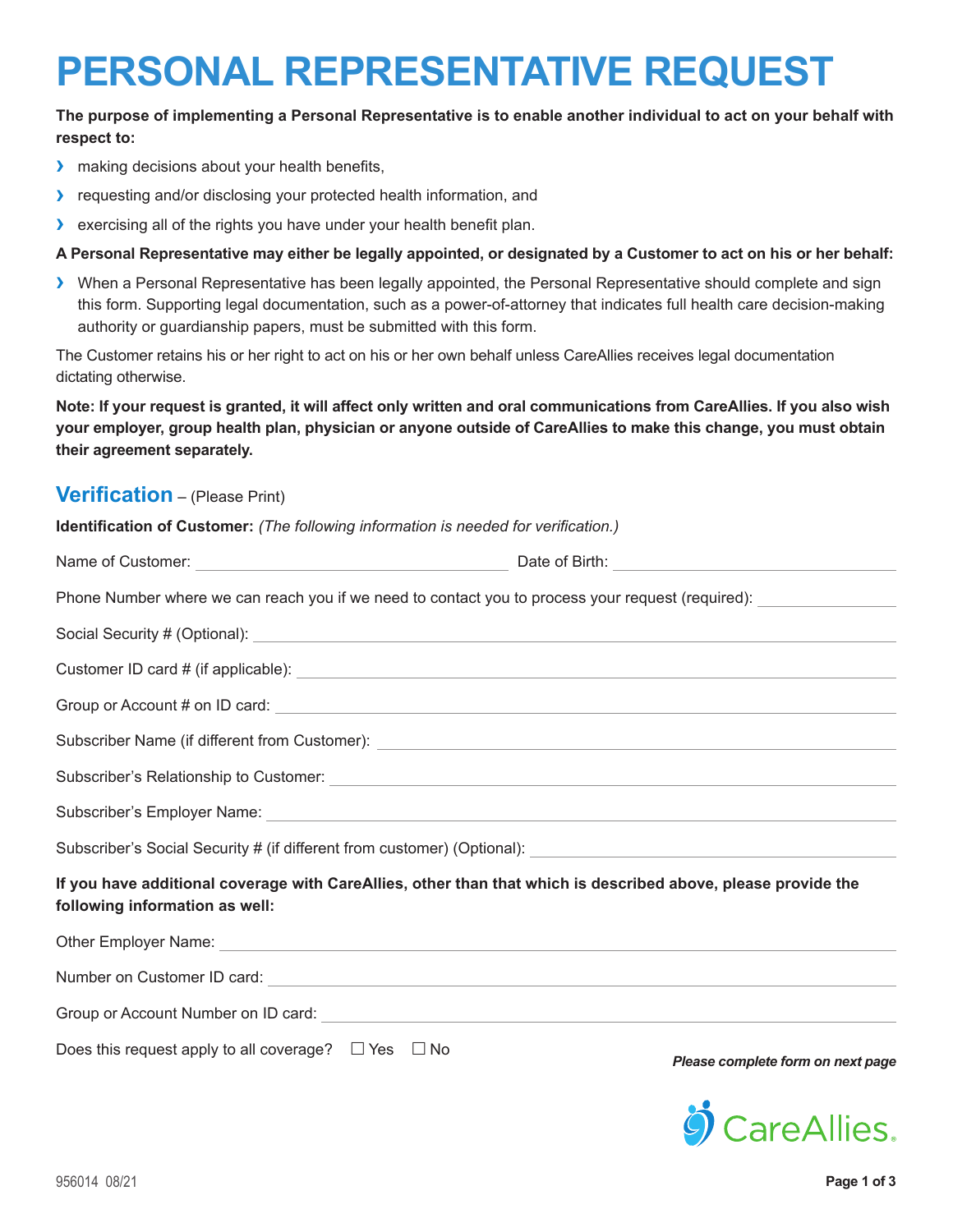# PERSONAL REPRESENTATIVE REQUEST

**The purpose of implementing a Personal Representative is to enable another individual to act on your behalf with respect to:**

- making decisions about your health benefits,
- requesting and/or disclosing your protected health information, and
- exercising all of the rights you have under your health benefit plan.

**A Personal Representative may either be legally appointed, or designated by a Customer to act on his or her behalf:**

- When a Personal Representative has been legally appointed, the Personal Representative should complete and sign this form. Supporting legal documentation, such as a power-of-attorney that indicates full health care decision-making authority or guardianship papers, must be submitted with this form.

The Customer retains his or her right to act on his or her own behalf unless CareAllies receives legal documentation dictating otherwise.

**Note: If your request is granted, it will affect only written and oral communications from CareAllies. If you also wish your employer, group health plan, physician or anyone outside of CareAllies to make this change, you must obtain their agreement separately.**

## Verification – (Please Print)

**Identification of Customer:** *(The following information is needed for verification.)*

Name of Customer: ______________________ Date of Birth: ______________________

Phone Number where we can reach you if we need to contact you to process your request (required): ____________

Social Security # (Optional): ______________________

Customer ID card # (if applicable): ______________________

Group or Account # on ID card: ______________________

Subscriber Name (if different from Customer): ______________________

Subscriber's Relationship to Customer: ______________________

Subscriber's Employer Name: ______________________

Subscriber's Social Security # (if different from customer) (Optional): ______________________

**If you have additional coverage with CareAllies, other than that which is described above, please provide the following information as well:**

Other Employer Name: ______________________

Number on Customer ID card: ______________________

Group or Account Number on ID card: ______________________

Does this request apply to all coverage? ☐ Yes ☐ No

***Please complete form on next page***

CareAllies.

956014 08/21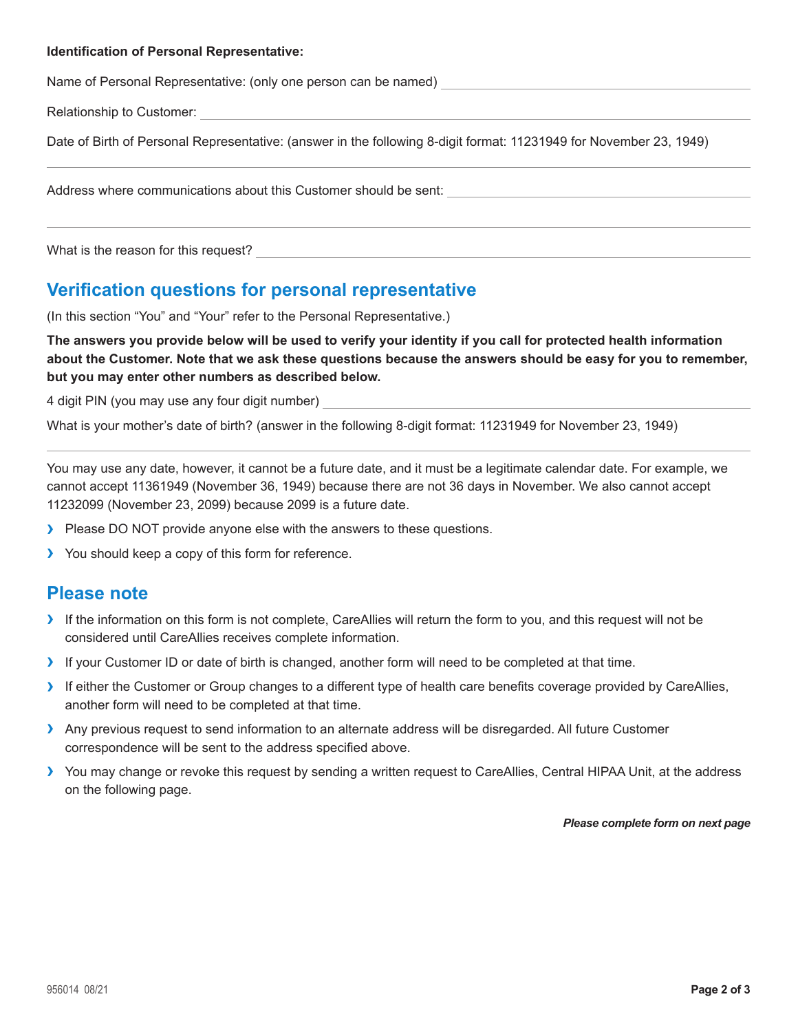**Identification of Personal Representative:**

Name of Personal Representative: (only one person can be named) ______________________________

Relationship to Customer: ______________________________

Date of Birth of Personal Representative: (answer in the following 8-digit format: 11231949 for November 23, 1949)

______________________________

Address where communications about this Customer should be sent: ______________________________

______________________________

What is the reason for this request? ______________________________

## Verification questions for personal representative

(In this section "You" and "Your" refer to the Personal Representative.)

**The answers you provide below will be used to verify your identity if you call for protected health information about the Customer. Note that we ask these questions because the answers should be easy for you to remember, but you may enter other numbers as described below.**

4 digit PIN (you may use any four digit number) ______________________________

What is your mother's date of birth? (answer in the following 8-digit format: 11231949 for November 23, 1949)

______________________________

You may use any date, however, it cannot be a future date, and it must be a legitimate calendar date. For example, we cannot accept 11361949 (November 36, 1949) because there are not 36 days in November. We also cannot accept 11232099 (November 23, 2099) because 2099 is a future date.

- Please DO NOT provide anyone else with the answers to these questions.
- You should keep a copy of this form for reference.

## Please note

- If the information on this form is not complete, CareAllies will return the form to you, and this request will not be considered until CareAllies receives complete information.
- If your Customer ID or date of birth is changed, another form will need to be completed at that time.
- If either the Customer or Group changes to a different type of health care benefits coverage provided by CareAllies, another form will need to be completed at that time.
- Any previous request to send information to an alternate address will be disregarded. All future Customer correspondence will be sent to the address specified above.
- You may change or revoke this request by sending a written request to CareAllies, Central HIPAA Unit, at the address on the following page.

***Please complete form on next page***

956014 08/21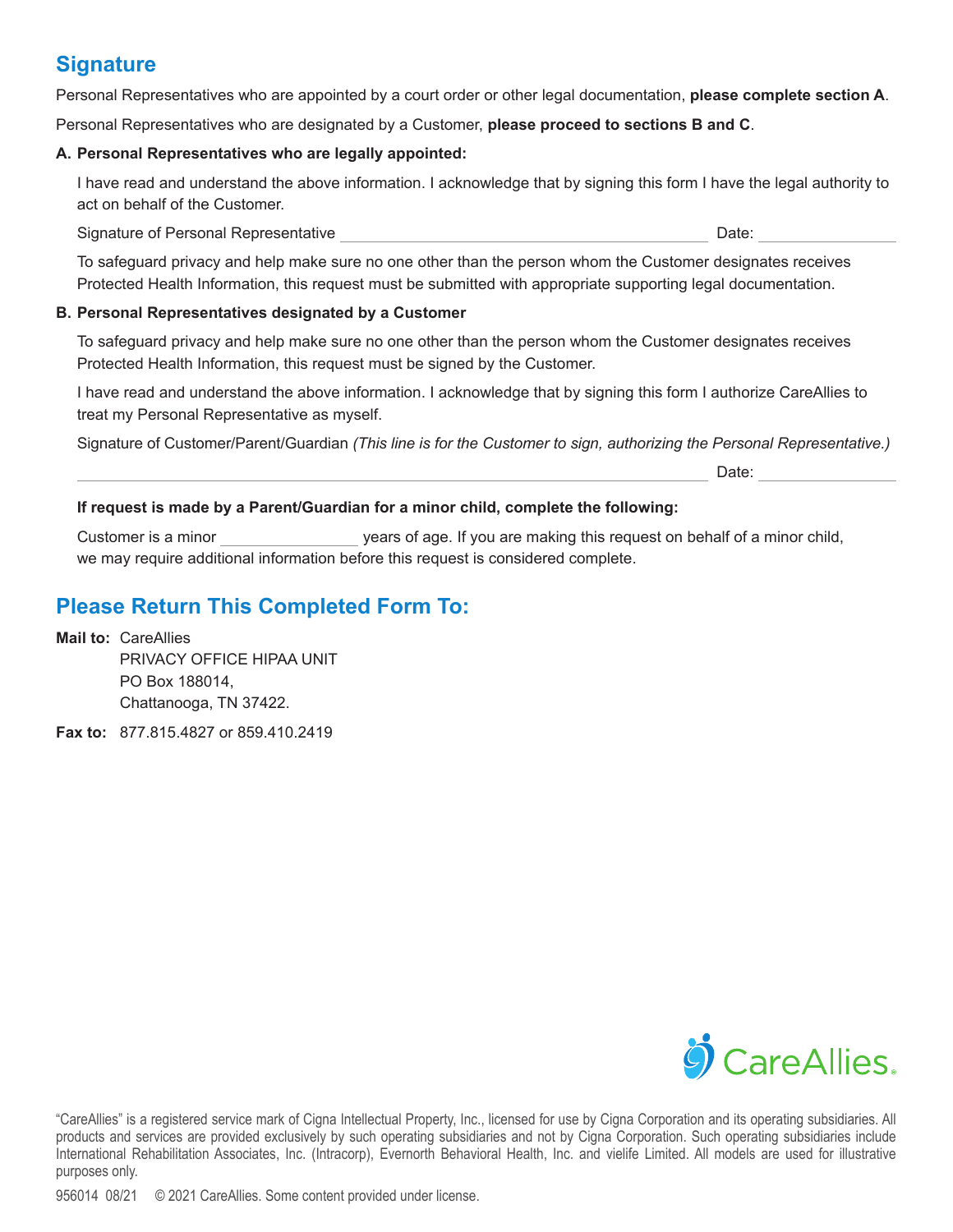## Signature

Personal Representatives who are appointed by a court order or other legal documentation, **please complete section A**.

Personal Representatives who are designated by a Customer, **please proceed to sections B and C**.

**A. Personal Representatives who are legally appointed:**

I have read and understand the above information. I acknowledge that by signing this form I have the legal authority to act on behalf of the Customer.

Signature of Personal Representative \_\_\_\_\_\_\_\_\_\_\_\_\_\_\_\_\_\_\_\_\_\_\_\_\_\_\_\_\_\_\_\_\_\_\_\_\_\_\_\_ Date: \_\_\_\_\_\_\_\_\_\_\_\_\_\_\_

To safeguard privacy and help make sure no one other than the person whom the Customer designates receives Protected Health Information, this request must be submitted with appropriate supporting legal documentation.

**B. Personal Representatives designated by a Customer**

To safeguard privacy and help make sure no one other than the person whom the Customer designates receives Protected Health Information, this request must be signed by the Customer.

I have read and understand the above information. I acknowledge that by signing this form I authorize CareAllies to treat my Personal Representative as myself.

Signature of Customer/Parent/Guardian *(This line is for the Customer to sign, authorizing the Personal Representative.)*

\_\_\_\_\_\_\_\_\_\_\_\_\_\_\_\_\_\_\_\_\_\_\_\_\_\_\_\_\_\_\_\_\_\_\_\_\_\_\_\_\_\_\_\_\_\_\_\_\_\_\_\_\_\_\_\_\_\_\_\_\_\_\_\_ Date: \_\_\_\_\_\_\_\_\_\_\_\_\_\_\_

**If request is made by a Parent/Guardian for a minor child, complete the following:**

Customer is a minor \_\_\_\_\_\_\_\_\_\_\_\_\_\_\_ years of age. If you are making this request on behalf of a minor child, we may require additional information before this request is considered complete.

## Please Return This Completed Form To:

**Mail to:** CareAllies
PRIVACY OFFICE HIPAA UNIT
PO Box 188014,
Chattanooga, TN 37422.

**Fax to:** 877.815.4827 or 859.410.2419

CareAllies.

"CareAllies" is a registered service mark of Cigna Intellectual Property, Inc., licensed for use by Cigna Corporation and its operating subsidiaries. All products and services are provided exclusively by such operating subsidiaries and not by Cigna Corporation. Such operating subsidiaries include International Rehabilitation Associates, Inc. (Intracorp), Evernorth Behavioral Health, Inc. and vielife Limited. All models are used for illustrative purposes only.

956014 08/21 © 2021 CareAllies. Some content provided under license.